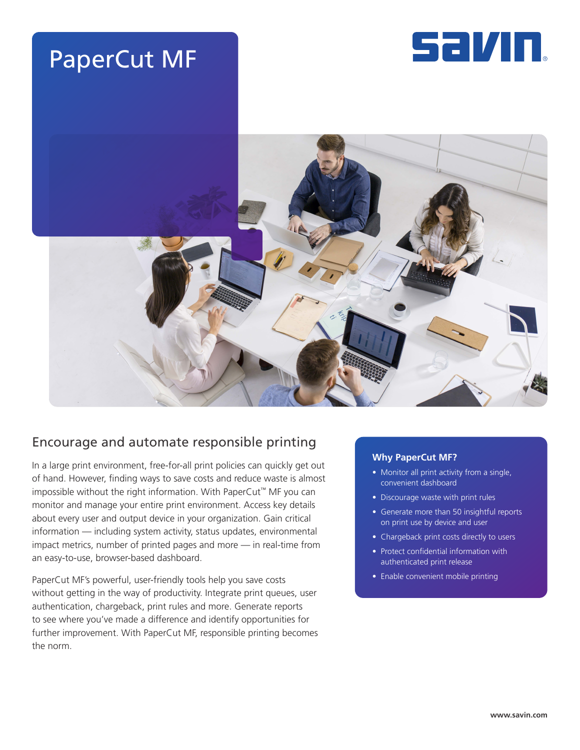# PaperCut MF

## Encourage and automate responsible printing

In a large print environment, free-for-all print policies can quickly get out of hand. However, finding ways to save costs and reduce waste is almost impossible without the right information. With PaperCut™ MF you can monitor and manage your entire print environment. Access key details about every user and output device in your organization. Gain critical information — including system activity, status updates, environmental impact metrics, number of printed pages and more — in real-time from an easy-to-use, browser-based dashboard.

PaperCut MF's powerful, user-friendly tools help you save costs without getting in the way of productivity. Integrate print queues, user authentication, chargeback, print rules and more. Generate reports to see where you've made a difference and identify opportunities for further improvement. With PaperCut MF, responsible printing becomes the norm.

### Why PaperCut MF?

- Monitor all print activity from a single, convenient dashboard
- Discourage waste with print rules
- Generate more than 50 insightful reports on print use by device and user
- Chargeback print costs directly to users
- Protect confidential information with authenticated print release
- Enable convenient mobile printing

www.savin.com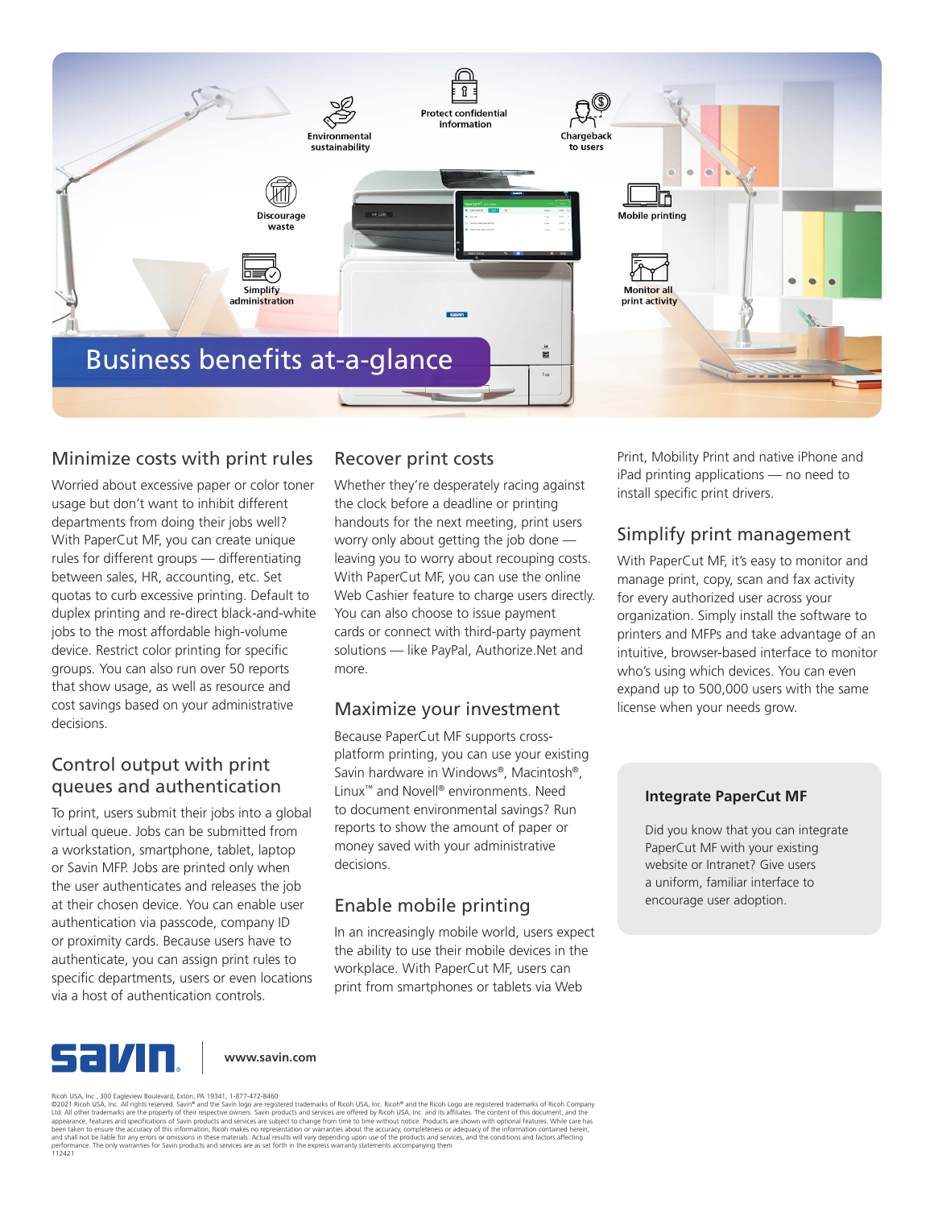Environmental sustainability

Protect confidential information

Chargeback to users

Discourage waste

Mobile printing

Simplify administration

Monitor all print activity

# Business benefits at-a-glance

## Minimize costs with print rules

Worried about excessive paper or color toner usage but don't want to inhibit different departments from doing their jobs well? With PaperCut MF, you can create unique rules for different groups — differentiating between sales, HR, accounting, etc. Set quotas to curb excessive printing. Default to duplex printing and re-direct black-and-white jobs to the most affordable high-volume device. Restrict color printing for specific groups. You can also run over 50 reports that show usage, as well as resource and cost savings based on your administrative decisions.

## Control output with print queues and authentication

To print, users submit their jobs into a global virtual queue. Jobs can be submitted from a workstation, smartphone, tablet, laptop or Savin MFP. Jobs are printed only when the user authenticates and releases the job at their chosen device. You can enable user authentication via passcode, company ID or proximity cards. Because users have to authenticate, you can assign print rules to specific departments, users or even locations via a host of authentication controls.

## Recover print costs

Whether they're desperately racing against the clock before a deadline or printing handouts for the next meeting, print users worry only about getting the job done — leaving you to worry about recouping costs. With PaperCut MF, you can use the online Web Cashier feature to charge users directly. You can also choose to issue payment cards or connect with third-party payment solutions — like PayPal, Authorize.Net and more.

## Maximize your investment

Because PaperCut MF supports cross-platform printing, you can use your existing Savin hardware in Windows®, Macintosh®, Linux™ and Novell® environments. Need to document environmental savings? Run reports to show the amount of paper or money saved with your administrative decisions.

## Enable mobile printing

In an increasingly mobile world, users expect the ability to use their mobile devices in the workplace. With PaperCut MF, users can print from smartphones or tablets via Web Print, Mobility Print and native iPhone and iPad printing applications — no need to install specific print drivers.

## Simplify print management

With PaperCut MF, it's easy to monitor and manage print, copy, scan and fax activity for every authorized user across your organization. Simply install the software to printers and MFPs and take advantage of an intuitive, browser-based interface to monitor who's using which devices. You can even expand up to 500,000 users with the same license when your needs grow.

### Integrate PaperCut MF

Did you know that you can integrate PaperCut MF with your existing website or Intranet? Give users a uniform, familiar interface to encourage user adoption.

www.savin.com

Ricoh USA, Inc., 300 Eagleview Boulevard, Exton, PA 19341, 1-877-472-8460
©2021 Ricoh USA, Inc. All rights reserved. Savin® and the Savin logo are registered trademarks of Ricoh USA, Inc. Ricoh® and the Ricoh Logo are registered trademarks of Ricoh Company Ltd. All other trademarks are the property of their respective owners. Savin products and services are offered by Ricoh USA, Inc. and its affiliates. The content of this document, and the appearance, features and specifications of Savin products and services are subject to change from time to time without notice. Products are shown with optional features. While care has been taken to ensure the accuracy of this information, Ricoh makes no representation or warranties about the accuracy, completeness or adequacy of the information contained herein, and shall not be liable for any errors or omissions in these materials. Actual results will vary depending upon use of the products and services, and the conditions and factors affecting performance. The only warranties for Savin products and services are as set forth in the express warranty statements accompanying them.
112421